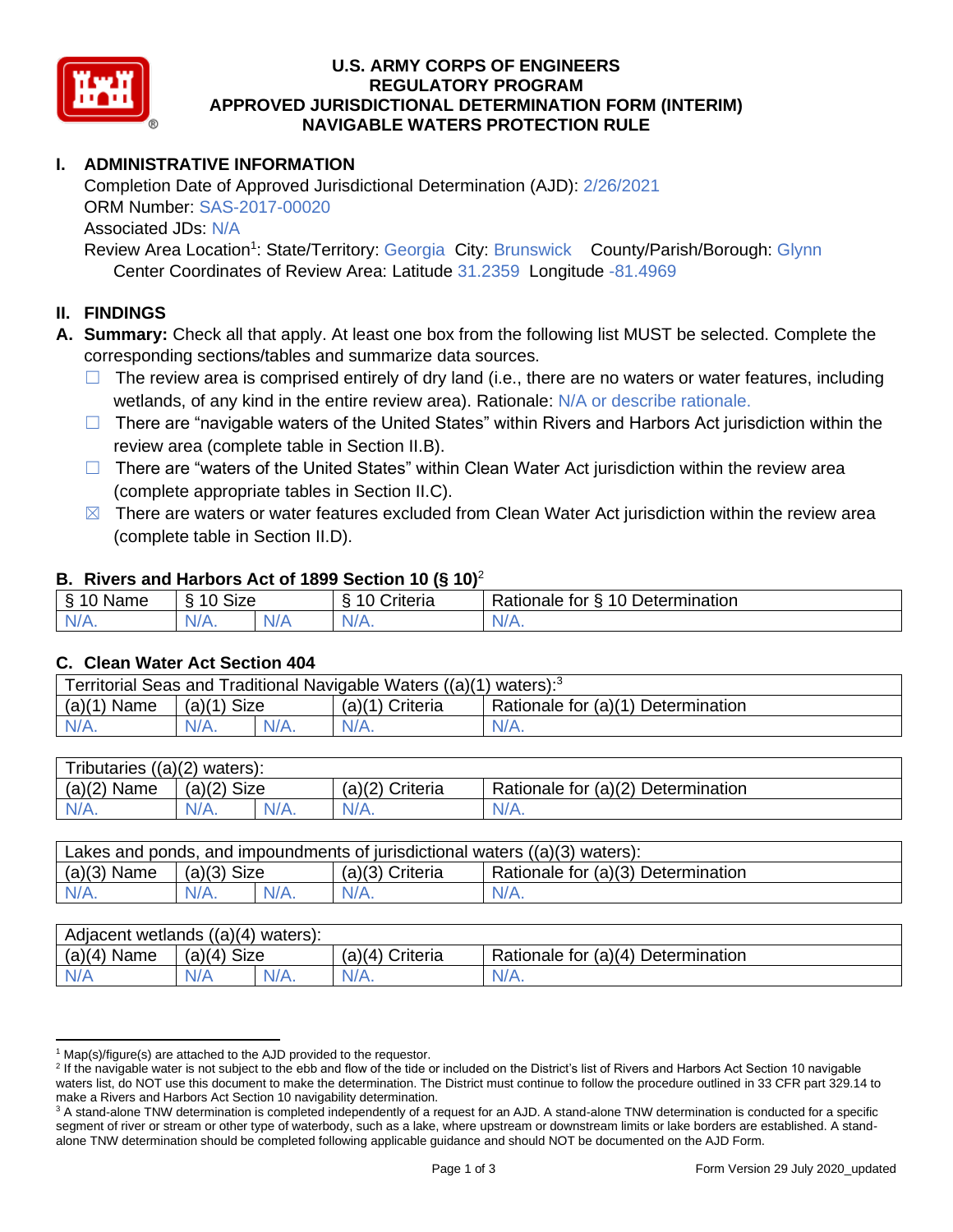# U.S. ARMY CORPS OF ENGINEERS
# REGULATORY PROGRAM
# APPROVED JURISDICTIONAL DETERMINATION FORM (INTERIM)
# NAVIGABLE WATERS PROTECTION RULE

## I. ADMINISTRATIVE INFORMATION

Completion Date of Approved Jurisdictional Determination (AJD): 2/26/2021
ORM Number: SAS-2017-00020
Associated JDs: N/A
Review Area Location[1]: State/Territory: Georgia City: Brunswick County/Parish/Borough: Glynn
Center Coordinates of Review Area: Latitude 31.2359 Longitude -81.4969

## II. FINDINGS

**A. Summary:** Check all that apply. At least one box from the following list MUST be selected. Complete the corresponding sections/tables and summarize data sources.

- ☐ The review area is comprised entirely of dry land (i.e., there are no waters or water features, including wetlands, of any kind in the entire review area). Rationale: N/A or describe rationale.
- ☐ There are "navigable waters of the United States" within Rivers and Harbors Act jurisdiction within the review area (complete table in Section II.B).
- ☐ There are "waters of the United States" within Clean Water Act jurisdiction within the review area (complete appropriate tables in Section II.C).
- ☒ There are waters or water features excluded from Clean Water Act jurisdiction within the review area (complete table in Section II.D).

### B. Rivers and Harbors Act of 1899 Section 10 (§ 10)[2]

| § 10 Name | § 10 Size | | § 10 Criteria | Rationale for § 10 Determination |
|---|---|---|---|---|
| N/A. | N/A. | N/A | N/A. | N/A. |

### C. Clean Water Act Section 404

| Territorial Seas and Traditional Navigable Waters ((a)(1) waters):[3] | | | | |
|---|---|---|---|---|
| (a)(1) Name | (a)(1) Size | | (a)(1) Criteria | Rationale for (a)(1) Determination |
| N/A. | N/A. | N/A. | N/A. | N/A. |

| Tributaries ((a)(2) waters): | | | | |
|---|---|---|---|---|
| (a)(2) Name | (a)(2) Size | | (a)(2) Criteria | Rationale for (a)(2) Determination |
| N/A. | N/A. | N/A. | N/A. | N/A. |

| Lakes and ponds, and impoundments of jurisdictional waters ((a)(3) waters): | | | | |
|---|---|---|---|---|
| (a)(3) Name | (a)(3) Size | | (a)(3) Criteria | Rationale for (a)(3) Determination |
| N/A. | N/A. | N/A. | N/A. | N/A. |

| Adjacent wetlands ((a)(4) waters): | | | | |
|---|---|---|---|---|
| (a)(4) Name | (a)(4) Size | | (a)(4) Criteria | Rationale for (a)(4) Determination |
| N/A | N/A | N/A. | N/A. | N/A. |

---

[1] Map(s)/figure(s) are attached to the AJD provided to the requestor.

[2] If the navigable water is not subject to the ebb and flow of the tide or included on the District's list of Rivers and Harbors Act Section 10 navigable waters list, do NOT use this document to make the determination. The District must continue to follow the procedure outlined in 33 CFR part 329.14 to make a Rivers and Harbors Act Section 10 navigability determination.

[3] A stand-alone TNW determination is completed independently of a request for an AJD. A stand-alone TNW determination is conducted for a specific segment of river or stream or other type of waterbody, such as a lake, where upstream or downstream limits or lake borders are established. A stand-alone TNW determination should be completed following applicable guidance and should NOT be documented on the AJD Form.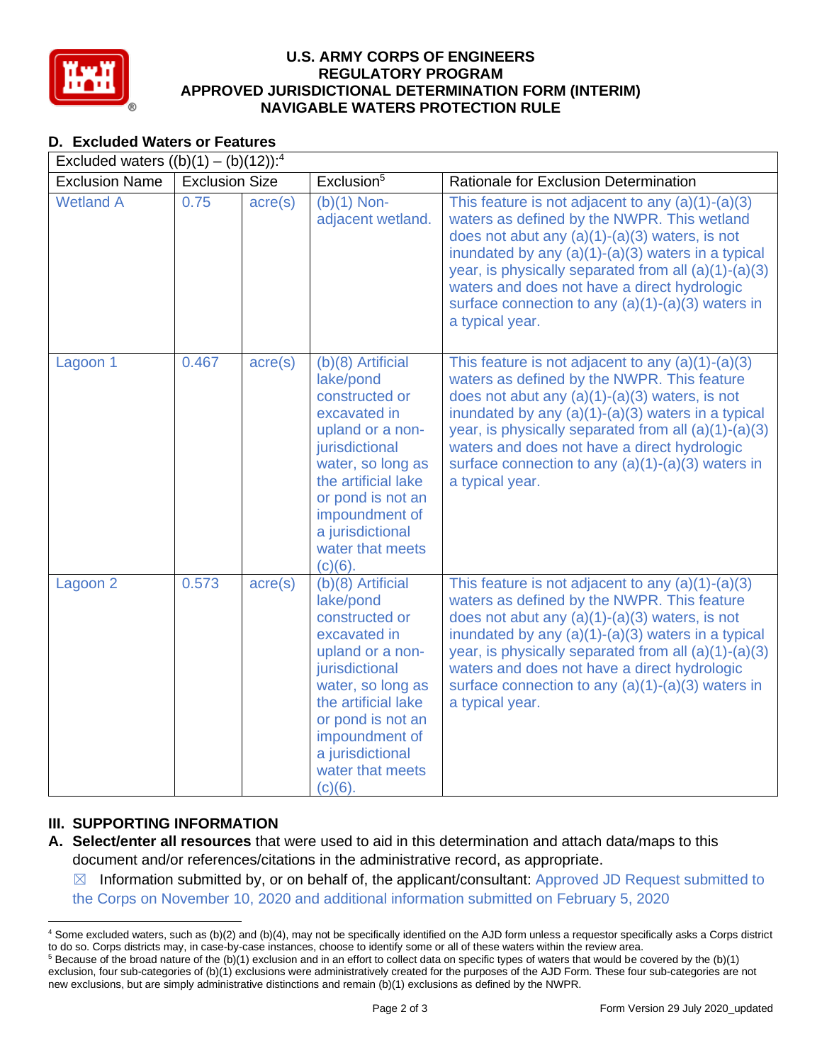## D. Excluded Waters or Features

Excluded waters ((b)(1) – (b)(12)):[4]

| Exclusion Name | Exclusion Size | | Exclusion[5] | Rationale for Exclusion Determination |
|---|---|---|---|---|
| Wetland A | 0.75 | acre(s) | (b)(1) Non-adjacent wetland. | This feature is not adjacent to any (a)(1)-(a)(3) waters as defined by the NWPR. This wetland does not abut any (a)(1)-(a)(3) waters, is not inundated by any (a)(1)-(a)(3) waters in a typical year, is physically separated from all (a)(1)-(a)(3) waters and does not have a direct hydrologic surface connection to any (a)(1)-(a)(3) waters in a typical year. |
| Lagoon 1 | 0.467 | acre(s) | (b)(8) Artificial lake/pond constructed or excavated in upland or a non-jurisdictional water, so long as the artificial lake or pond is not an impoundment of a jurisdictional water that meets (c)(6). | This feature is not adjacent to any (a)(1)-(a)(3) waters as defined by the NWPR. This feature does not abut any (a)(1)-(a)(3) waters, is not inundated by any (a)(1)-(a)(3) waters in a typical year, is physically separated from all (a)(1)-(a)(3) waters and does not have a direct hydrologic surface connection to any (a)(1)-(a)(3) waters in a typical year. |
| Lagoon 2 | 0.573 | acre(s) | (b)(8) Artificial lake/pond constructed or excavated in upland or a non-jurisdictional water, so long as the artificial lake or pond is not an impoundment of a jurisdictional water that meets (c)(6). | This feature is not adjacent to any (a)(1)-(a)(3) waters as defined by the NWPR. This feature does not abut any (a)(1)-(a)(3) waters, is not inundated by any (a)(1)-(a)(3) waters in a typical year, is physically separated from all (a)(1)-(a)(3) waters and does not have a direct hydrologic surface connection to any (a)(1)-(a)(3) waters in a typical year. |

## III. SUPPORTING INFORMATION

**A. Select/enter all resources** that were used to aid in this determination and attach data/maps to this document and/or references/citations in the administrative record, as appropriate.

☒ Information submitted by, or on behalf of, the applicant/consultant: Approved JD Request submitted to the Corps on November 10, 2020 and additional information submitted on February 5, 2020

---

[4] Some excluded waters, such as (b)(2) and (b)(4), may not be specifically identified on the AJD form unless a requestor specifically asks a Corps district to do so. Corps districts may, in case-by-case instances, choose to identify some or all of these waters within the review area.

[5] Because of the broad nature of the (b)(1) exclusion and in an effort to collect data on specific types of waters that would be covered by the (b)(1) exclusion, four sub-categories of (b)(1) exclusions were administratively created for the purposes of the AJD Form. These four sub-categories are not new exclusions, but are simply administrative distinctions and remain (b)(1) exclusions as defined by the NWPR.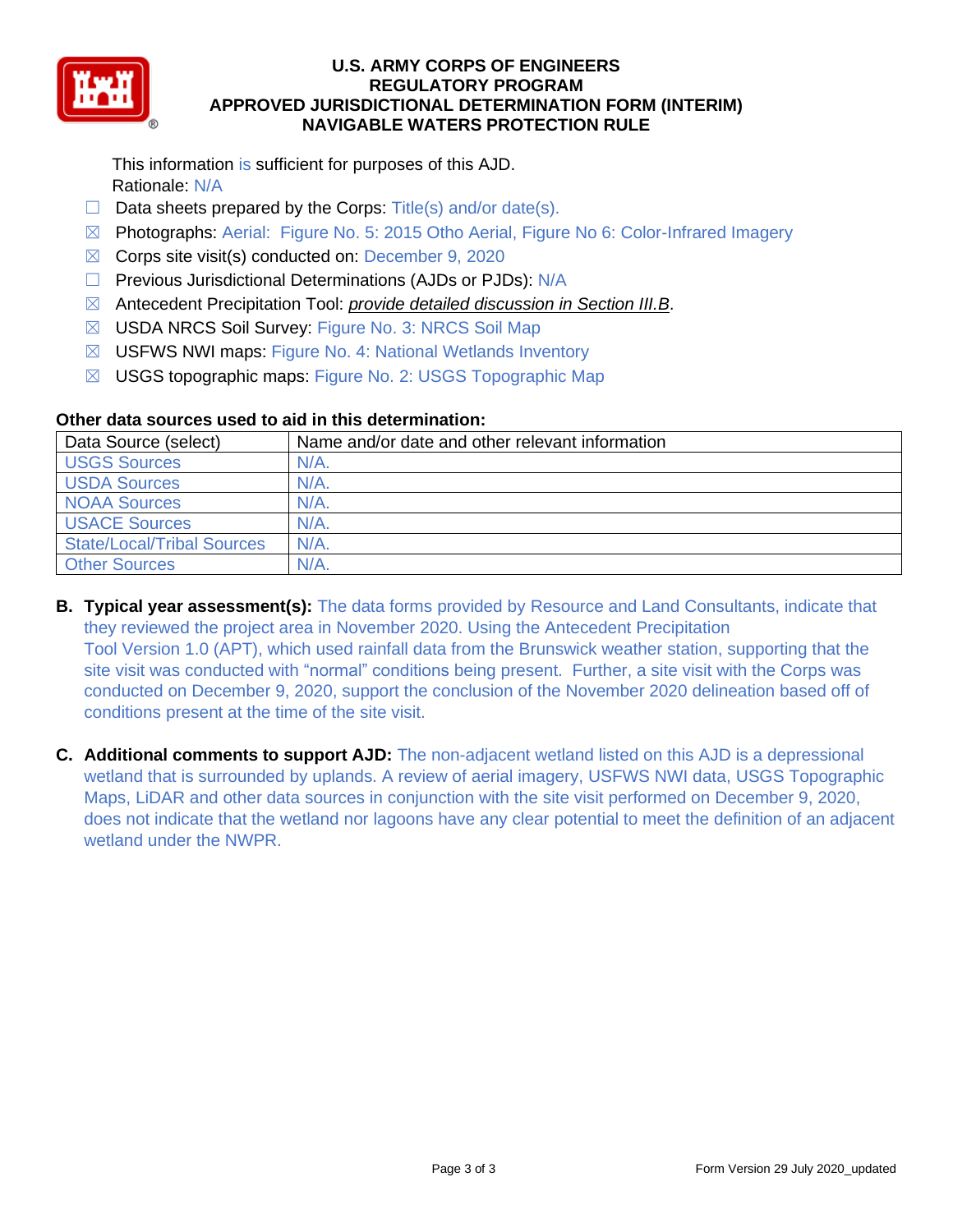# U.S. ARMY CORPS OF ENGINEERS
## REGULATORY PROGRAM
## APPROVED JURISDICTIONAL DETERMINATION FORM (INTERIM)
## NAVIGABLE WATERS PROTECTION RULE

This information is sufficient for purposes of this AJD.
Rationale: N/A

- ☐ Data sheets prepared by the Corps: Title(s) and/or date(s).
- ☒ Photographs: Aerial: Figure No. 5: 2015 Otho Aerial, Figure No 6: Color-Infrared Imagery
- ☒ Corps site visit(s) conducted on: December 9, 2020
- ☐ Previous Jurisdictional Determinations (AJDs or PJDs): N/A
- ☒ Antecedent Precipitation Tool: *provide detailed discussion in Section III.B*.
- ☒ USDA NRCS Soil Survey: Figure No. 3: NRCS Soil Map
- ☒ USFWS NWI maps: Figure No. 4: National Wetlands Inventory
- ☒ USGS topographic maps: Figure No. 2: USGS Topographic Map

**Other data sources used to aid in this determination:**

| Data Source (select) | Name and/or date and other relevant information |
|---|---|
| USGS Sources | N/A. |
| USDA Sources | N/A. |
| NOAA Sources | N/A. |
| USACE Sources | N/A. |
| State/Local/Tribal Sources | N/A. |
| Other Sources | N/A. |

**B. Typical year assessment(s):** The data forms provided by Resource and Land Consultants, indicate that they reviewed the project area in November 2020. Using the Antecedent Precipitation Tool Version 1.0 (APT), which used rainfall data from the Brunswick weather station, supporting that the site visit was conducted with "normal" conditions being present. Further, a site visit with the Corps was conducted on December 9, 2020, support the conclusion of the November 2020 delineation based off of conditions present at the time of the site visit.

**C. Additional comments to support AJD:** The non-adjacent wetland listed on this AJD is a depressional wetland that is surrounded by uplands. A review of aerial imagery, USFWS NWI data, USGS Topographic Maps, LiDAR and other data sources in conjunction with the site visit performed on December 9, 2020, does not indicate that the wetland nor lagoons have any clear potential to meet the definition of an adjacent wetland under the NWPR.